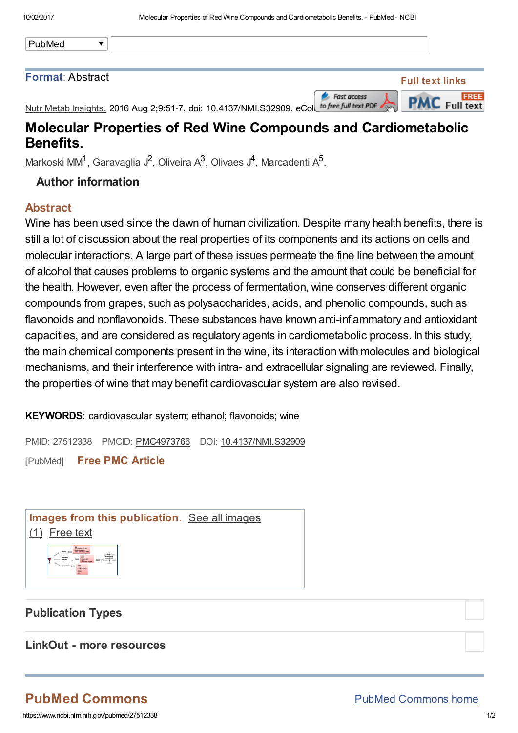PubMed

**Format**: Abstract

Full text links

Nutr Metab Insights. 2016 Aug 2;9:51-7. doi: 10.4137/NMI.S32909. eCol

# Molecular Properties of Red Wine Compounds and Cardiometabolic Benefits.

Markoski MM[1], Garavaglia J[2], Oliveira A[3], Olivaes J[4], Marcadenti A[5].

### Author information

## Abstract

Wine has been used since the dawn of human civilization. Despite many health benefits, there is still a lot of discussion about the real properties of its components and its actions on cells and molecular interactions. A large part of these issues permeate the fine line between the amount of alcohol that causes problems to organic systems and the amount that could be beneficial for the health. However, even after the process of fermentation, wine conserves different organic compounds from grapes, such as polysaccharides, acids, and phenolic compounds, such as flavonoids and nonflavonoids. These substances have known anti-inflammatory and antioxidant capacities, and are considered as regulatory agents in cardiometabolic process. In this study, the main chemical components present in the wine, its interaction with molecules and biological mechanisms, and their interference with intra- and extracellular signaling are reviewed. Finally, the properties of wine that may benefit cardiovascular system are also revised.

**KEYWORDS:** cardiovascular system; ethanol; flavonoids; wine

PMID: 27512338 PMCID: PMC4973766 DOI: 10.4137/NMI.S32909

[PubMed] Free PMC Article

Images from this publication. See all images (1) Free text

### Publication Types

### LinkOut - more resources

## PubMed Commons

PubMed Commons home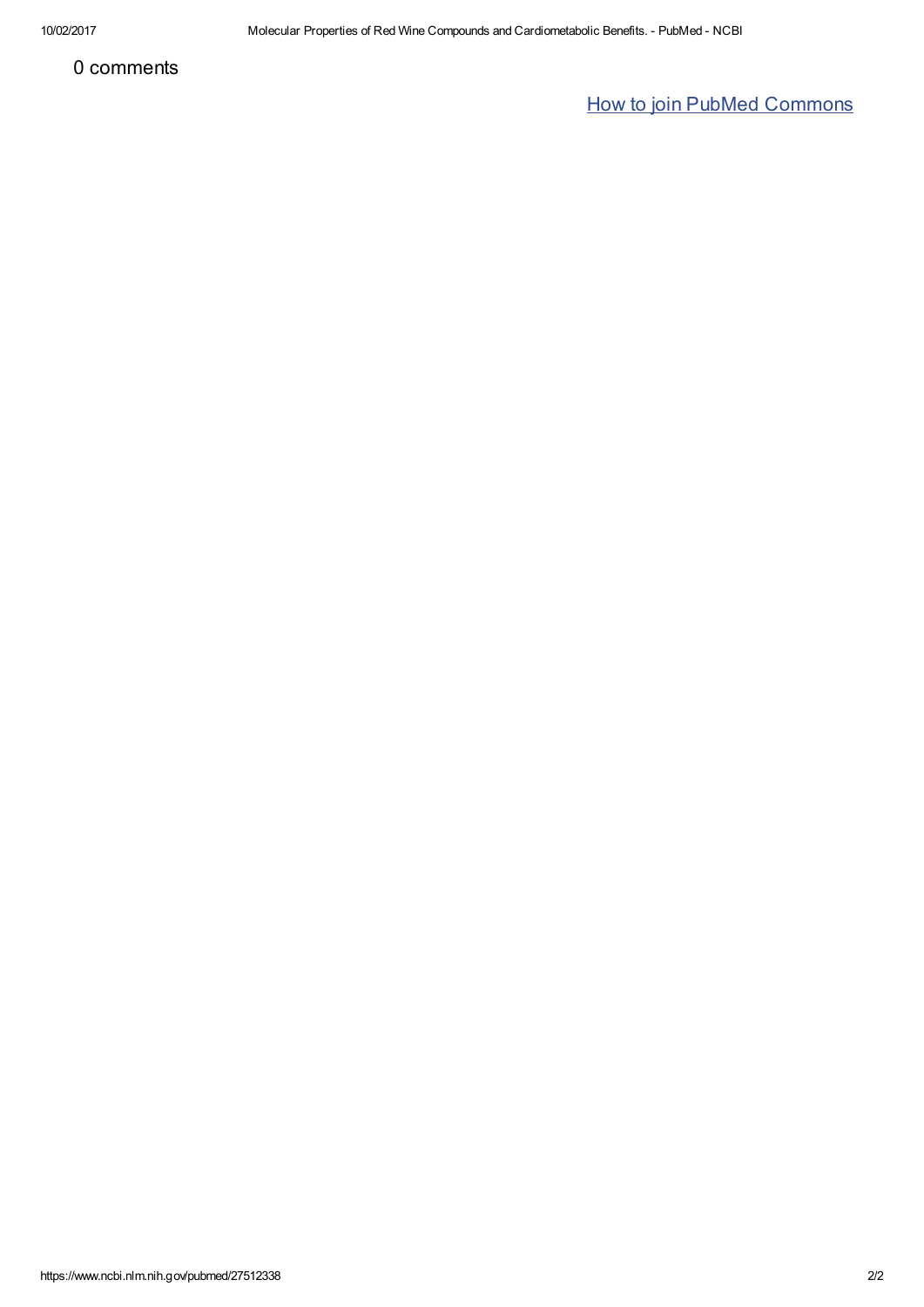0 comments

How to join PubMed Commons